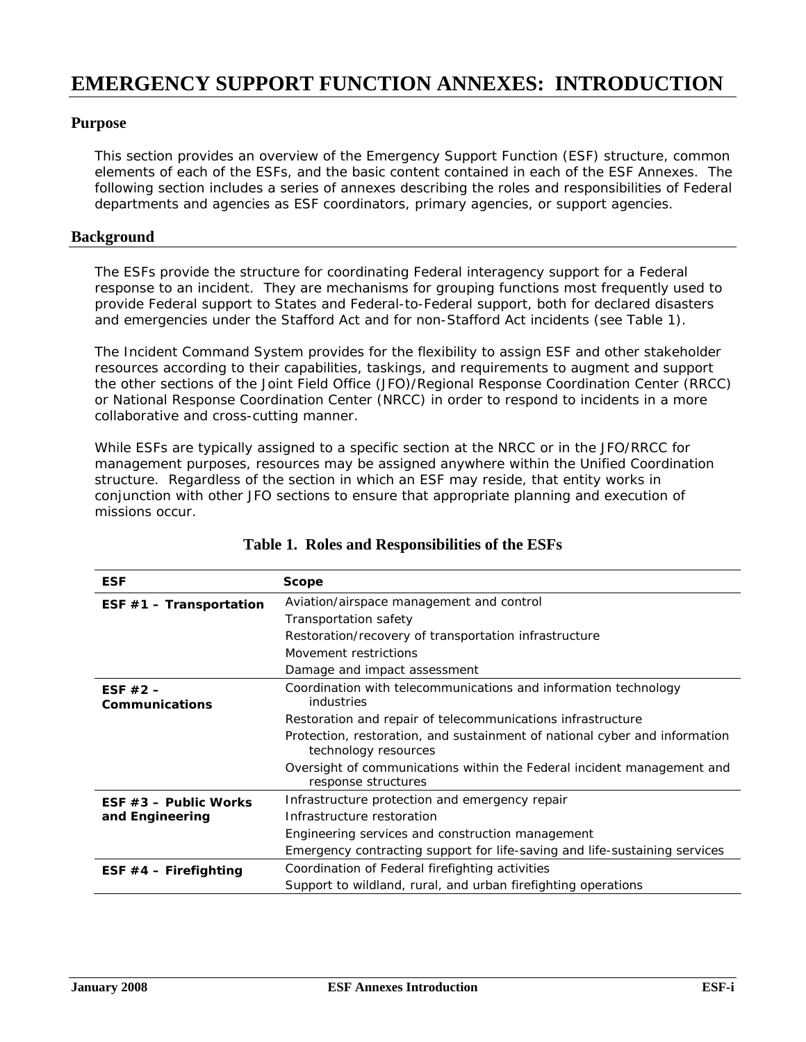# EMERGENCY SUPPORT FUNCTION ANNEXES: INTRODUCTION

## Purpose

This section provides an overview of the Emergency Support Function (ESF) structure, common elements of each of the ESFs, and the basic content contained in each of the ESF Annexes. The following section includes a series of annexes describing the roles and responsibilities of Federal departments and agencies as ESF coordinators, primary agencies, or support agencies.

## Background

The ESFs provide the structure for coordinating Federal interagency support for a Federal response to an incident. They are mechanisms for grouping functions most frequently used to provide Federal support to States and Federal-to-Federal support, both for declared disasters and emergencies under the Stafford Act and for non-Stafford Act incidents (see Table 1).

The Incident Command System provides for the flexibility to assign ESF and other stakeholder resources according to their capabilities, taskings, and requirements to augment and support the other sections of the Joint Field Office (JFO)/Regional Response Coordination Center (RRCC) or National Response Coordination Center (NRCC) in order to respond to incidents in a more collaborative and cross-cutting manner.

While ESFs are typically assigned to a specific section at the NRCC or in the JFO/RRCC for management purposes, resources may be assigned anywhere within the Unified Coordination structure. Regardless of the section in which an ESF may reside, that entity works in conjunction with other JFO sections to ensure that appropriate planning and execution of missions occur.

**Table 1. Roles and Responsibilities of the ESFs**

| ESF | Scope |
|---|---|
| **ESF #1 – Transportation** | Aviation/airspace management and control |
| | Transportation safety |
| | Restoration/recovery of transportation infrastructure |
| | Movement restrictions |
| | Damage and impact assessment |
| **ESF #2 – Communications** | Coordination with telecommunications and information technology industries |
| | Restoration and repair of telecommunications infrastructure |
| | Protection, restoration, and sustainment of national cyber and information technology resources |
| | Oversight of communications within the Federal incident management and response structures |
| **ESF #3 – Public Works and Engineering** | Infrastructure protection and emergency repair |
| | Infrastructure restoration |
| | Engineering services and construction management |
| | Emergency contracting support for life-saving and life-sustaining services |
| **ESF #4 – Firefighting** | Coordination of Federal firefighting activities |
| | Support to wildland, rural, and urban firefighting operations |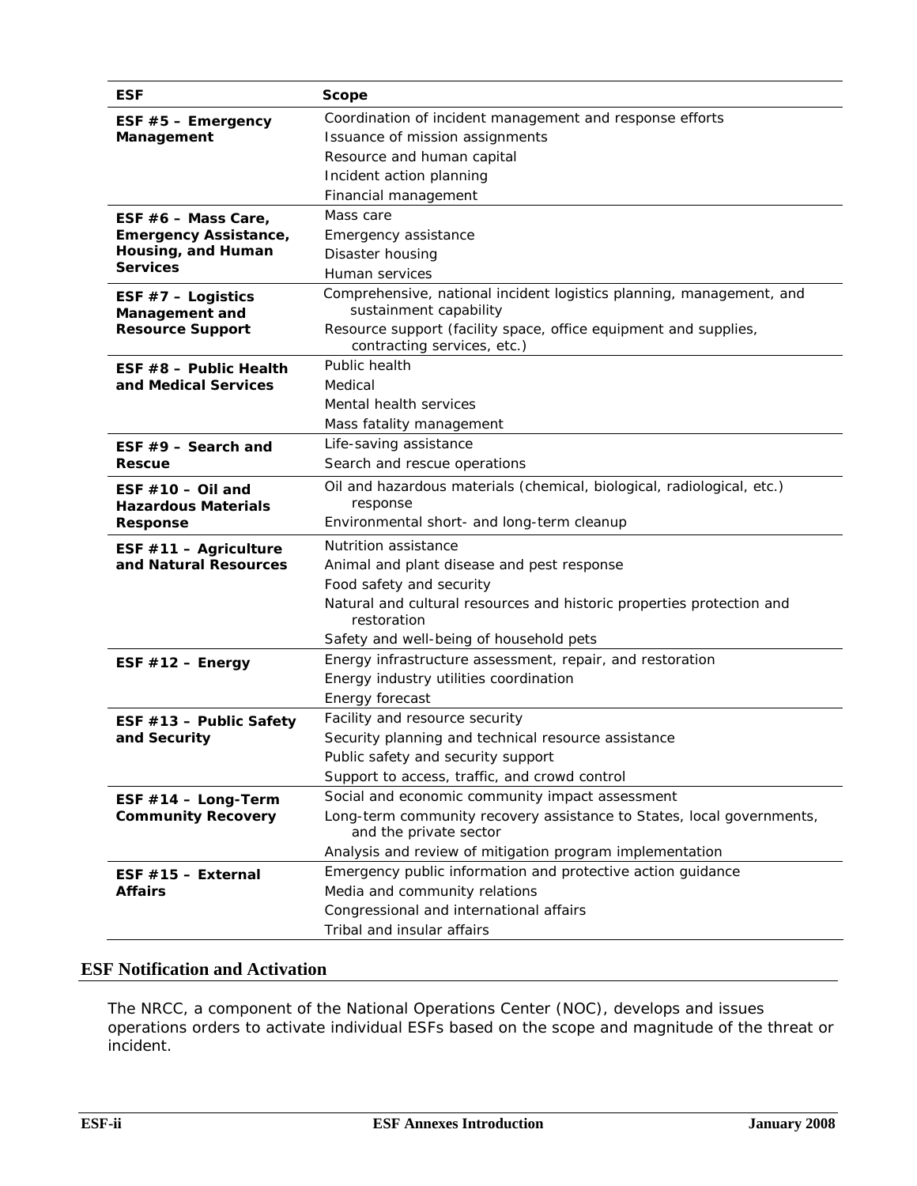| ESF | Scope |
| --- | --- |
| **ESF #5 – Emergency Management** | Coordination of incident management and response efforts<br>Issuance of mission assignments<br>Resource and human capital<br>Incident action planning<br>Financial management |
| **ESF #6 – Mass Care, Emergency Assistance, Housing, and Human Services** | Mass care<br>Emergency assistance<br>Disaster housing<br>Human services |
| **ESF #7 – Logistics Management and Resource Support** | Comprehensive, national incident logistics planning, management, and sustainment capability<br>Resource support (facility space, office equipment and supplies, contracting services, etc.) |
| **ESF #8 – Public Health and Medical Services** | Public health<br>Medical<br>Mental health services<br>Mass fatality management |
| **ESF #9 – Search and Rescue** | Life-saving assistance<br>Search and rescue operations |
| **ESF #10 – Oil and Hazardous Materials Response** | Oil and hazardous materials (chemical, biological, radiological, etc.) response<br>Environmental short- and long-term cleanup |
| **ESF #11 – Agriculture and Natural Resources** | Nutrition assistance<br>Animal and plant disease and pest response<br>Food safety and security<br>Natural and cultural resources and historic properties protection and restoration<br>Safety and well-being of household pets |
| **ESF #12 – Energy** | Energy infrastructure assessment, repair, and restoration<br>Energy industry utilities coordination<br>Energy forecast |
| **ESF #13 – Public Safety and Security** | Facility and resource security<br>Security planning and technical resource assistance<br>Public safety and security support<br>Support to access, traffic, and crowd control |
| **ESF #14 – Long-Term Community Recovery** | Social and economic community impact assessment<br>Long-term community recovery assistance to States, local governments, and the private sector<br>Analysis and review of mitigation program implementation |
| **ESF #15 – External Affairs** | Emergency public information and protective action guidance<br>Media and community relations<br>Congressional and international affairs<br>Tribal and insular affairs |

## ESF Notification and Activation

The NRCC, a component of the National Operations Center (NOC), develops and issues operations orders to activate individual ESFs based on the scope and magnitude of the threat or incident.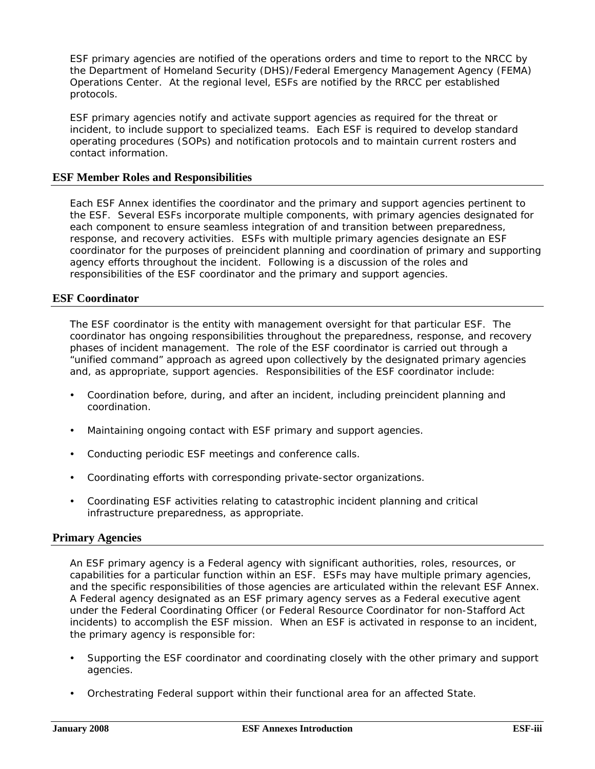ESF primary agencies are notified of the operations orders and time to report to the NRCC by the Department of Homeland Security (DHS)/Federal Emergency Management Agency (FEMA) Operations Center. At the regional level, ESFs are notified by the RRCC per established protocols.

ESF primary agencies notify and activate support agencies as required for the threat or incident, to include support to specialized teams. Each ESF is required to develop standard operating procedures (SOPs) and notification protocols and to maintain current rosters and contact information.

## ESF Member Roles and Responsibilities

Each ESF Annex identifies the coordinator and the primary and support agencies pertinent to the ESF. Several ESFs incorporate multiple components, with primary agencies designated for each component to ensure seamless integration of and transition between preparedness, response, and recovery activities. ESFs with multiple primary agencies designate an ESF coordinator for the purposes of preincident planning and coordination of primary and supporting agency efforts throughout the incident. Following is a discussion of the roles and responsibilities of the ESF coordinator and the primary and support agencies.

## ESF Coordinator

The ESF coordinator is the entity with management oversight for that particular ESF. The coordinator has ongoing responsibilities throughout the preparedness, response, and recovery phases of incident management. The role of the ESF coordinator is carried out through a "unified command" approach as agreed upon collectively by the designated primary agencies and, as appropriate, support agencies. Responsibilities of the ESF coordinator include:

- Coordination before, during, and after an incident, including preincident planning and coordination.
- Maintaining ongoing contact with ESF primary and support agencies.
- Conducting periodic ESF meetings and conference calls.
- Coordinating efforts with corresponding private-sector organizations.
- Coordinating ESF activities relating to catastrophic incident planning and critical infrastructure preparedness, as appropriate.

## Primary Agencies

An ESF primary agency is a Federal agency with significant authorities, roles, resources, or capabilities for a particular function within an ESF. ESFs may have multiple primary agencies, and the specific responsibilities of those agencies are articulated within the relevant ESF Annex. A Federal agency designated as an ESF primary agency serves as a Federal executive agent under the Federal Coordinating Officer (or Federal Resource Coordinator for non-Stafford Act incidents) to accomplish the ESF mission. When an ESF is activated in response to an incident, the primary agency is responsible for:

- Supporting the ESF coordinator and coordinating closely with the other primary and support agencies.
- Orchestrating Federal support within their functional area for an affected State.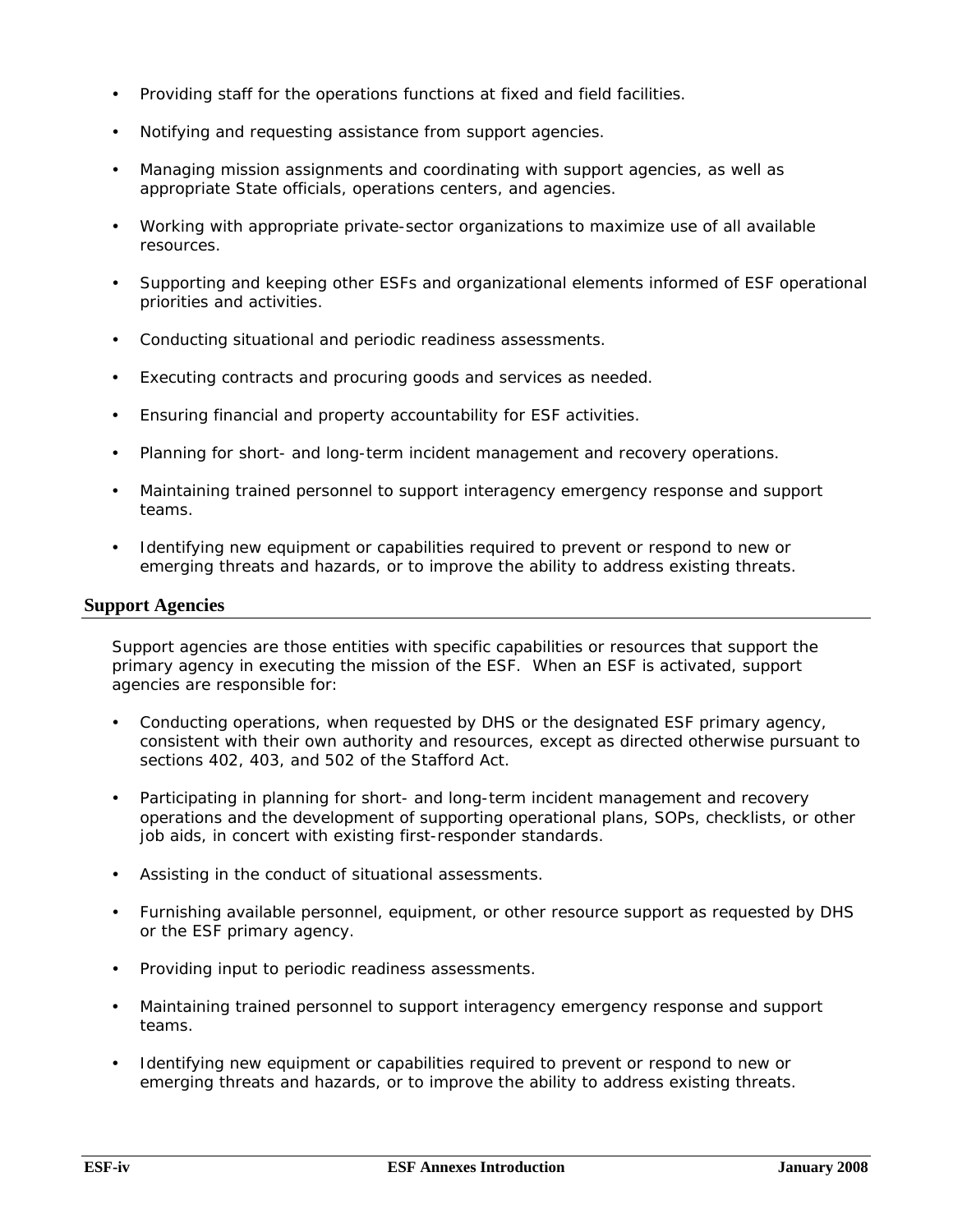- Providing staff for the operations functions at fixed and field facilities.
- Notifying and requesting assistance from support agencies.
- Managing mission assignments and coordinating with support agencies, as well as appropriate State officials, operations centers, and agencies.
- Working with appropriate private-sector organizations to maximize use of all available resources.
- Supporting and keeping other ESFs and organizational elements informed of ESF operational priorities and activities.
- Conducting situational and periodic readiness assessments.
- Executing contracts and procuring goods and services as needed.
- Ensuring financial and property accountability for ESF activities.
- Planning for short- and long-term incident management and recovery operations.
- Maintaining trained personnel to support interagency emergency response and support teams.
- Identifying new equipment or capabilities required to prevent or respond to new or emerging threats and hazards, or to improve the ability to address existing threats.

## Support Agencies

Support agencies are those entities with specific capabilities or resources that support the primary agency in executing the mission of the ESF. When an ESF is activated, support agencies are responsible for:

- Conducting operations, when requested by DHS or the designated ESF primary agency, consistent with their own authority and resources, except as directed otherwise pursuant to sections 402, 403, and 502 of the Stafford Act.
- Participating in planning for short- and long-term incident management and recovery operations and the development of supporting operational plans, SOPs, checklists, or other job aids, in concert with existing first-responder standards.
- Assisting in the conduct of situational assessments.
- Furnishing available personnel, equipment, or other resource support as requested by DHS or the ESF primary agency.
- Providing input to periodic readiness assessments.
- Maintaining trained personnel to support interagency emergency response and support teams.
- Identifying new equipment or capabilities required to prevent or respond to new or emerging threats and hazards, or to improve the ability to address existing threats.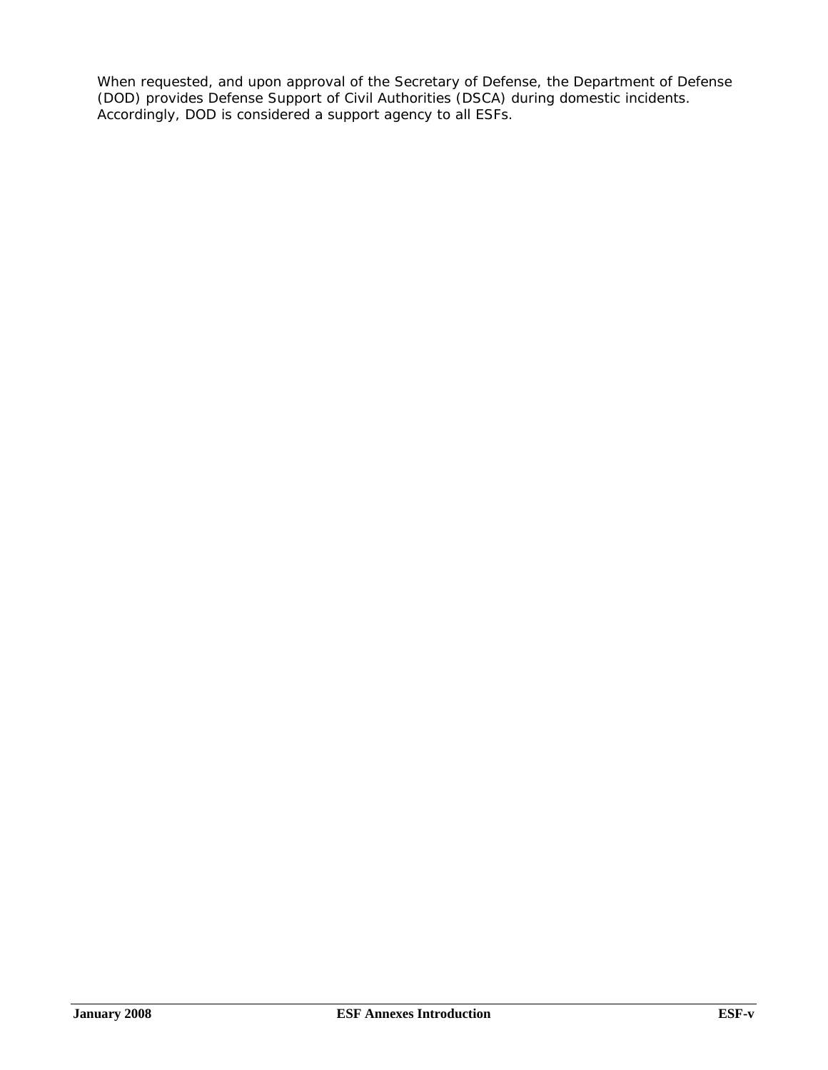When requested, and upon approval of the Secretary of Defense, the Department of Defense (DOD) provides Defense Support of Civil Authorities (DSCA) during domestic incidents. Accordingly, DOD is considered a support agency to all ESFs.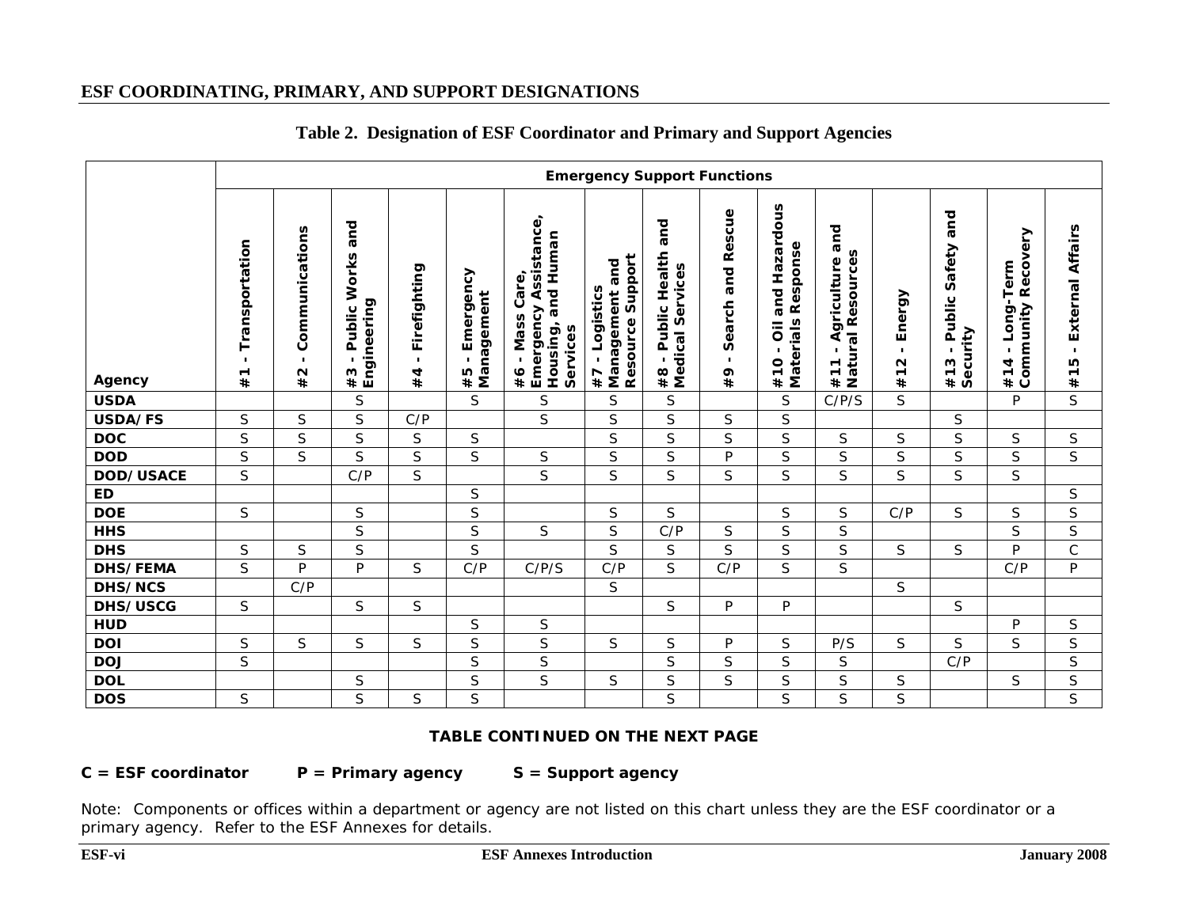## ESF COORDINATING, PRIMARY, AND SUPPORT DESIGNATIONS

**Table 2. Designation of ESF Coordinator and Primary and Support Agencies**

| Agency | Emergency Support Functions | | | | | | | | | | | | | | |
|---|---|---|---|---|---|---|---|---|---|---|---|---|---|---|---|
| | #1 - Transportation | #2 - Communications | #3 - Public Works and Engineering | #4 - Firefighting | #5 - Emergency Management | #6 - Mass Care, Emergency Assistance, Housing, and Human Services | #7 - Logistics Management and Resource Support | #8 - Public Health and Medical Services | #9 - Search and Rescue | #10 - Oil and Hazardous Materials Response | #11 - Agriculture and Natural Resources | #12 - Energy | #13 - Public Safety and Security | #14 - Long-Term Community Recovery | #15 - External Affairs |
| **USDA** | | | S | | S | S | S | S | | S | C/P/S | S | | P | S |
| **USDA/FS** | S | S | S | C/P | | S | S | S | S | S | | | S | | |
| **DOC** | S | S | S | S | S | | S | S | S | S | S | S | S | S | S |
| **DOD** | S | S | S | S | S | S | S | S | P | S | S | S | S | S | S |
| **DOD/USACE** | S | | C/P | S | | S | S | S | S | S | S | S | S | S | |
| **ED** | | | | | S | | | | | | | | | | S |
| **DOE** | S | | S | | S | | S | S | | S | S | C/P | S | S | S |
| **HHS** | | | S | | S | S | S | C/P | S | S | S | | | S | S |
| **DHS** | S | S | S | | S | | S | S | S | S | S | S | S | P | C |
| **DHS/FEMA** | S | P | P | S | C/P | C/P/S | C/P | S | C/P | S | S | | | C/P | P |
| **DHS/NCS** | | C/P | | | | | S | | | | | S | | | |
| **DHS/USCG** | S | | S | S | | | | S | P | P | | | S | | |
| **HUD** | | | | | S | S | | | | | | | | P | S |
| **DOI** | S | S | S | S | S | S | S | S | P | S | P/S | S | S | S | S |
| **DOJ** | S | | | | S | S | | S | S | S | S | | C/P | | S |
| **DOL** | | | S | | S | S | S | S | S | S | S | S | | S | S |
| **DOS** | S | | S | S | S | | | S | | S | S | S | | | S |

**TABLE CONTINUED ON THE NEXT PAGE**

**C = ESF coordinator P = Primary agency S = Support agency**

Note: Components or offices within a department or agency are not listed on this chart unless they are the ESF coordinator or a primary agency. Refer to the ESF Annexes for details.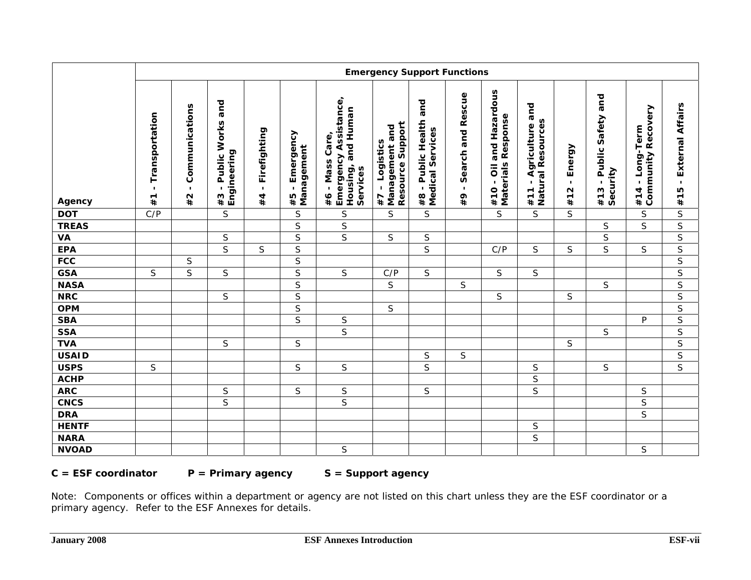| Agency | Emergency Support Functions | | | | | | | | | | | | | | |
|---|---|---|---|---|---|---|---|---|---|---|---|---|---|---|---|
| | #1 - Transportation | #2 - Communications | #3 - Public Works and Engineering | #4 - Firefighting | #5 - Emergency Management | #6 - Mass Care, Emergency Assistance, Housing, and Human Services | #7 - Logistics Management and Resource Support | #8 - Public Health and Medical Services | #9 - Search and Rescue | #10 - Oil and Hazardous Materials Response | #11 - Agriculture and Natural Resources | #12 - Energy | #13 - Public Safety and Security | #14 - Long-Term Community Recovery | #15 - External Affairs |
| **DOT** | C/P | | S | | S | S | S | S | | S | S | S | | S | S |
| **TREAS** | | | | | S | S | | | | | | | S | S | S |
| **VA** | | | S | | S | S | S | S | | | | | S | | S |
| **EPA** | | | S | S | S | | | S | | C/P | S | S | S | S | S |
| **FCC** | | S | | | S | | | | | | | | | | S |
| **GSA** | S | S | S | | S | S | C/P | S | | S | S | | | | S |
| **NASA** | | | | | S | | S | | S | | | | S | | S |
| **NRC** | | | S | | S | | | | | S | | S | | | S |
| **OPM** | | | | | S | | S | | | | | | | | S |
| **SBA** | | | | | S | S | | | | | | | | P | S |
| **SSA** | | | | | | S | | | | | | | S | | S |
| **TVA** | | | S | | S | | | | | | | S | | | S |
| **USAID** | | | | | | | | S | S | | | | | | S |
| **USPS** | S | | | | S | S | | S | | | S | | S | | S |
| **ACHP** | | | | | | | | | | | S | | | | |
| **ARC** | | | S | | S | S | | S | | | S | | | S | |
| **CNCS** | | | S | | | S | | | | | | | | S | |
| **DRA** | | | | | | | | | | | | | | S | |
| **HENTF** | | | | | | | | | | | S | | | | |
| **NARA** | | | | | | | | | | | S | | | | |
| **NVOAD** | | | | | | S | | | | | | | | S | |

**C = ESF coordinator P = Primary agency S = Support agency**

Note: Components or offices within a department or agency are not listed on this chart unless they are the ESF coordinator or a primary agency. Refer to the ESF Annexes for details.